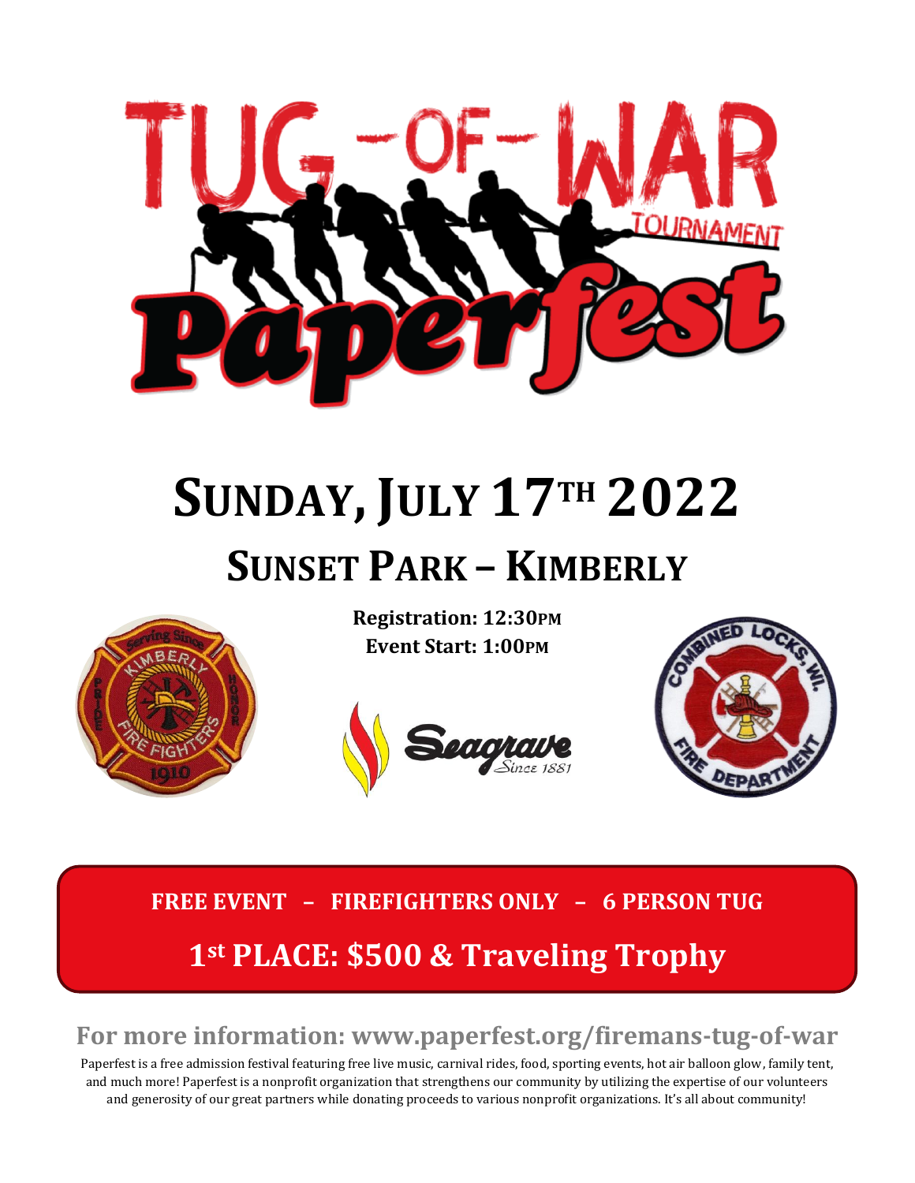# TUG-OF-WAR TOURNAMENT

# Paperfest

# SUNDAY, JULY 17TH 2022

## SUNSET PARK – KIMBERLY

**Registration: 12:30PM**
**Event Start: 1:00PM**

Serving Since 1910 · KIMBERLY FIRE FIGHTERS · PRIDE · HONOR

Seagrave Since 1881

COMBINED LOCKS, WI. FIRE DEPARTMENT

**FREE EVENT – FIREFIGHTERS ONLY – 6 PERSON TUG**

## 1st PLACE: $500 & Traveling Trophy

**For more information: www.paperfest.org/firemans-tug-of-war**

Paperfest is a free admission festival featuring free live music, carnival rides, food, sporting events, hot air balloon glow, family tent, and much more! Paperfest is a nonprofit organization that strengthens our community by utilizing the expertise of our volunteers and generosity of our great partners while donating proceeds to various nonprofit organizations. It's all about community!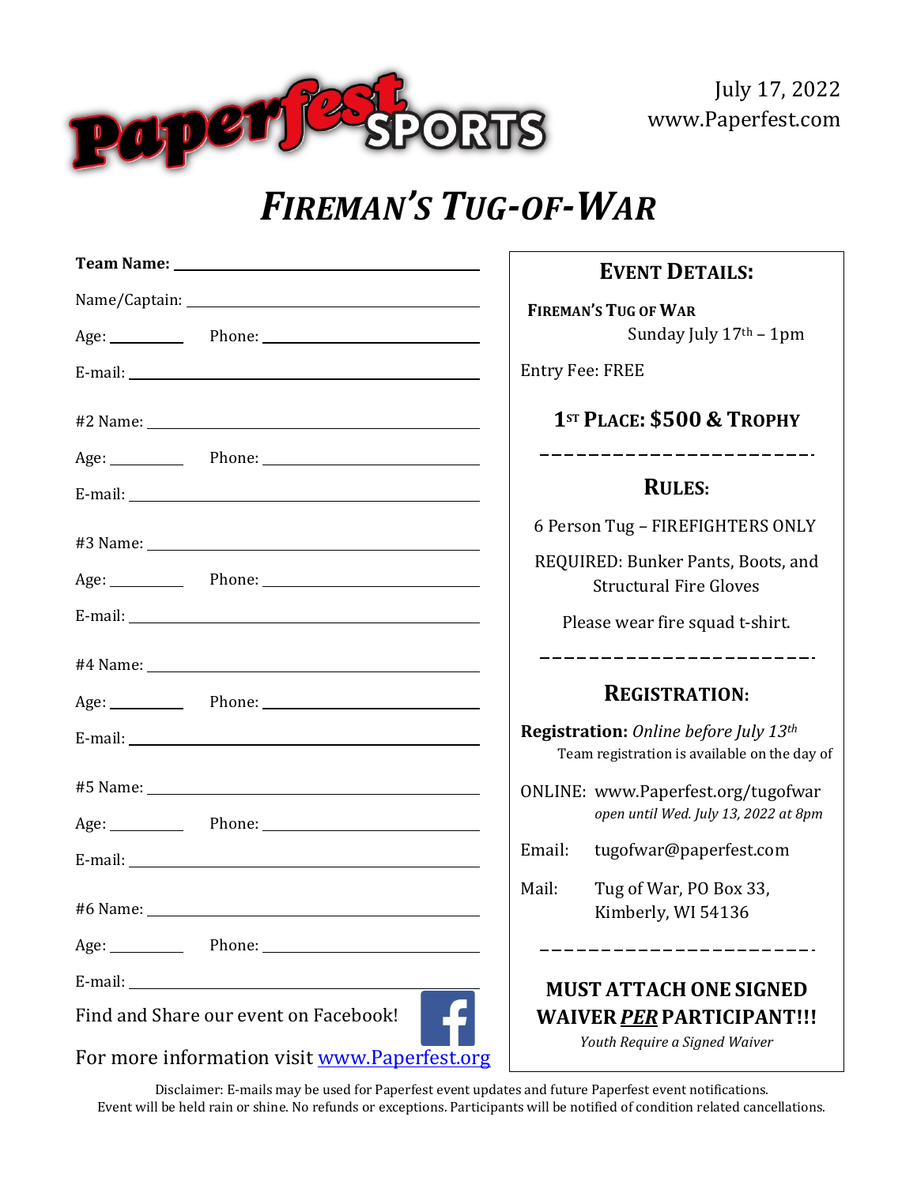Paperfest SPORTS

July 17, 2022
www.Paperfest.com

# *FIREMAN'S TUG-OF-WAR*

**Team Name:** ______________________

Name/Captain: ______________________

Age: ________ Phone: ______________________

E-mail: ______________________

#2 Name: ______________________

Age: ________ Phone: ______________________

E-mail: ______________________

#3 Name: ______________________

Age: ________ Phone: ______________________

E-mail: ______________________

#4 Name: ______________________

Age: ________ Phone: ______________________

E-mail: ______________________

#5 Name: ______________________

Age: ________ Phone: ______________________

E-mail: ______________________

#6 Name: ______________________

Age: ________ Phone: ______________________

E-mail: ______________________

Find and Share our event on Facebook!

For more information visit [www.Paperfest.org](www.Paperfest.org)

## EVENT DETAILS:

**FIREMAN'S TUG OF WAR**
Sunday July 17th – 1pm

Entry Fee: FREE

**1ST PLACE: $500 & TROPHY**

---

## RULES:

6 Person Tug – FIREFIGHTERS ONLY

REQUIRED: Bunker Pants, Boots, and Structural Fire Gloves

Please wear fire squad t-shirt.

---

## REGISTRATION:

**Registration:** *Online before July 13th*
Team registration is available on the day of

ONLINE: www.Paperfest.org/tugofwar
*open until Wed. July 13, 2022 at 8pm*

Email: tugofwar@paperfest.com

Mail: Tug of War, PO Box 33, Kimberly, WI 54136

---

**MUST ATTACH ONE SIGNED WAIVER *PER* PARTICIPANT!!!**

*Youth Require a Signed Waiver*

Disclaimer: E-mails may be used for Paperfest event updates and future Paperfest event notifications.
Event will be held rain or shine. No refunds or exceptions. Participants will be notified of condition related cancellations.